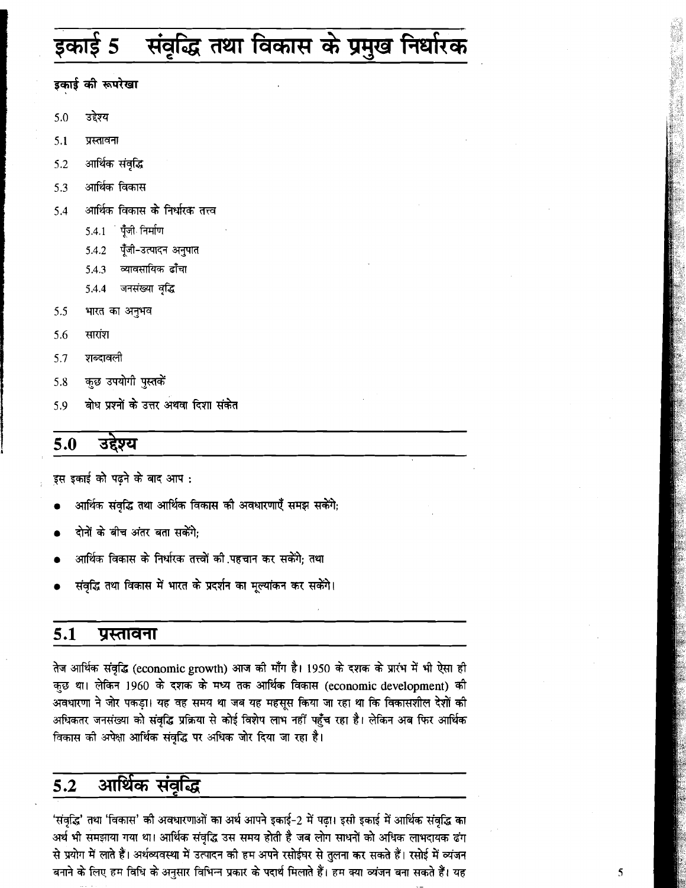# इकाई 5 संवृद्धि तथा विकास के प्रमुख निर्धारक

**इकाई की रूपरेखा**

- 5.0 उद्देश्य
- 5.1 प्रस्तावना
- 5.2 आर्थिक संवृद्धि
- 5.3 आर्थिक विकास
- 5.4 आर्थिक विकास के निर्धारक तत्त्व
  - 5.4.1 पूँजी निर्माण
  - 5.4.2 पूँजी-उत्पादन अनुपात
  - 5.4.3 व्यावसायिक ढाँचा
  - 5.4.4 जनसंख्या वृद्धि
- 5.5 भारत का अनुभव
- 5.6 सारांश
- 5.7 शब्दावली
- 5.8 कुछ उपयोगी पुस्तकें
- 5.9 बोध प्रश्नों के उत्तर अथवा दिशा संकेत

## 5.0 उद्देश्य

इस इकाई को पढ़ने के बाद आप :

- आर्थिक संवृद्धि तथा आर्थिक विकास की अवधारणाएँ समझ सकेंगे;
- दोनों के बीच अंतर बता सकेंगे;
- आर्थिक विकास के निर्धारक तत्त्वों की पहचान कर सकेंगे; तथा
- संवृद्धि तथा विकास में भारत के प्रदर्शन का मूल्यांकन कर सकेंगे।

## 5.1 प्रस्तावना

तेज आर्थिक संवृद्धि (economic growth) आज की माँग है। 1950 के दशक के प्रारंभ में भी ऐसा ही कुछ था। लेकिन 1960 के दशक के मध्य तक आर्थिक विकास (economic development) की अवधारणा ने जोर पकड़ा। यह वह समय था जब यह महसूस किया जा रहा था कि विकासशील देशों की अधिकतर जनसंख्या को संवृद्धि प्रक्रिया से कोई विशेष लाभ नहीं पहुँच रहा है। लेकिन अब फिर आर्थिक विकास की अपेक्षा आर्थिक संवृद्धि पर अधिक जोर दिया जा रहा है।

## 5.2 आर्थिक संवृद्धि

'संवृद्धि' तथा 'विकास' की अवधारणाओं का अर्थ आपने इकाई-2 में पढ़ा। इसी इकाई में आर्थिक संवृद्धि का अर्थ भी समझाया गया था। आर्थिक संवृद्धि उस समय होती है जब लोग साधनों को अधिक लाभदायक ढंग से प्रयोग में लाते हैं। अर्थव्यवस्था में उत्पादन की हम अपने रसोईघर से तुलना कर सकते हैं। रसोई में व्यंजन बनाने के लिए हम विधि के अनुसार विभिन्न प्रकार के पदार्थ मिलाते हैं। हम क्या व्यंजन बना सकते हैं। यह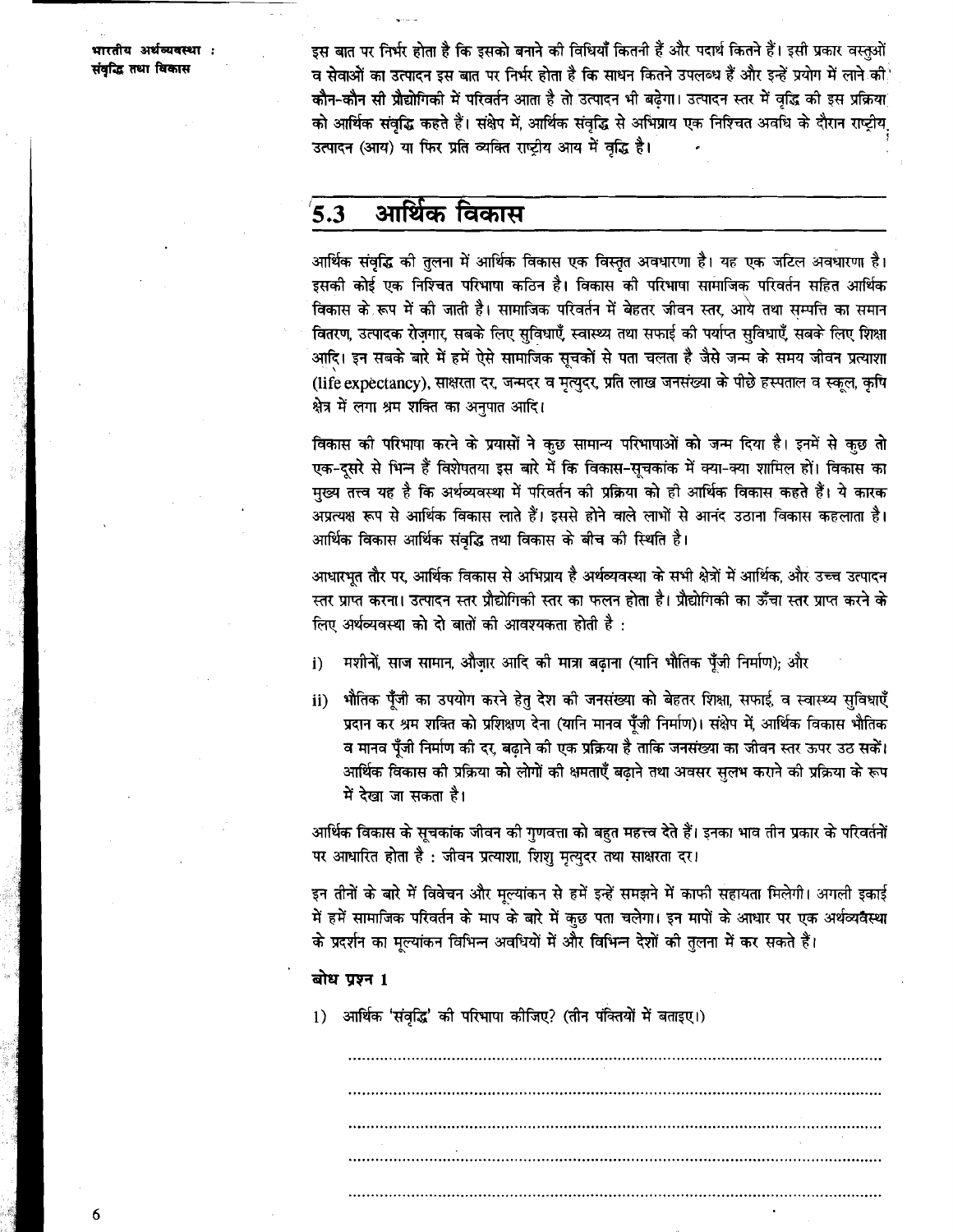इस बात पर निर्भर होता है कि इसको बनाने की विधियाँ कितनी हैं और पदार्थ कितने हैं। इसी प्रकार वस्तुओं व सेवाओं का उत्पादन इस बात पर निर्भर होता है कि साधन कितने उपलब्ध हैं और इन्हें प्रयोग में लाने की कौन-कौन सी प्रौद्योगिकी में परिवर्तन आता है तो उत्पादन भी बढ़ेगा। उत्पादन स्तर में वृद्धि की इस प्रक्रिया को आर्थिक संवृद्धि कहते हैं। संक्षेप में, आर्थिक संवृद्धि से अभिप्राय एक निश्चित अवधि के दौरान राष्ट्रीय उत्पादन (आय) या फिर प्रति व्यक्ति राष्ट्रीय आय में वृद्धि है।

## 5.3 आर्थिक विकास

आर्थिक संवृद्धि की तुलना में आर्थिक विकास एक विस्तृत अवधारणा है। यह एक जटिल अवधारणा है। इसकी कोई एक निश्चित परिभाषा कठिन है। विकास की परिभाषा सामाजिक परिवर्तन सहित आर्थिक विकास के रूप में की जाती है। सामाजिक परिवर्तन में बेहतर जीवन स्तर, आये तथा सम्पत्ति का समान वितरण, उत्पादक रोज़गार, सबके लिए सुविधाएँ, स्वास्थ्य तथा सफाई की पर्याप्त सुविधाएँ, सबके लिए शिक्षा आदि। इन सबके बारे में हमें ऐसे सामाजिक सूचकों से पता चलता है जैसे जन्म के समय जीवन प्रत्याशा (life expectancy), साक्षरता दर, जन्मदर व मृत्युदर, प्रति लाख जनसंख्या के पीछे हस्पताल व स्कूल, कृषि क्षेत्र में लगा श्रम शक्ति का अनुपात आदि।

विकास की परिभाषा करने के प्रयासों ने कुछ सामान्य परिभाषाओं को जन्म दिया है। इनमें से कुछ तो एक-दूसरे से भिन्न हैं विशेषतया इस बारे में कि विकास-सूचकांक में क्या-क्या शामिल हों। विकास का मुख्य तत्त्व यह है कि अर्थव्यवस्था में परिवर्तन की प्रक्रिया को ही आर्थिक विकास कहते हैं। ये कारक अप्रत्यक्ष रूप से आर्थिक विकास लाते हैं। इससे होने वाले लाभों से आनंद उठाना विकास कहलाता है। आर्थिक विकास आर्थिक संवृद्धि तथा विकास के बीच की स्थिति है।

आधारभूत तौर पर, आर्थिक विकास से अभिप्राय है अर्थव्यवस्था के सभी क्षेत्रों में आर्थिक, और उच्च उत्पादन स्तर प्राप्त करना। उत्पादन स्तर प्रौद्योगिकी स्तर का फलन होता है। प्रौद्योगिकी का ऊँचा स्तर प्राप्त करने के लिए अर्थव्यवस्था को दो बातों की आवश्यकता होती है :

i) मशीनों, साज सामान, औज़ार आदि की मात्रा बढ़ाना (यानि भौतिक पूँजी निर्माण); और

ii) भौतिक पूँजी का उपयोग करने हेतु देश की जनसंख्या को बेहतर शिक्षा, सफाई, व स्वास्थ्य सुविधाएँ प्रदान कर श्रम शक्ति को प्रशिक्षण देना (यानि मानव पूँजी निर्माण)। संक्षेप में, आर्थिक विकास भौतिक व मानव पूँजी निर्माण की दर, बढ़ाने की एक प्रक्रिया है ताकि जनसंख्या का जीवन स्तर ऊपर उठ सकें। आर्थिक विकास की प्रक्रिया को लोगों की क्षमताएँ बढ़ाने तथा अवसर सुलभ कराने की प्रक्रिया के रूप में देखा जा सकता है।

आर्थिक विकास के सूचकांक जीवन की गुणवत्ता को बहुत महत्त्व देते हैं। इनका भाव तीन प्रकार के परिवर्तनों पर आधारित होता है : जीवन प्रत्याशा, शिशु मृत्युदर तथा साक्षरता दर।

इन तीनों के बारे में विवेचन और मूल्यांकन से हमें इन्हें समझने में काफी सहायता मिलेगी। अगली इकाई में हमें सामाजिक परिवर्तन के माप के बारे में कुछ पता चलेगा। इन मापों के आधार पर एक अर्थव्यवस्था के प्रदर्शन का मूल्यांकन विभिन्न अवधियों में और विभिन्न देशों की तुलना में कर सकते हैं।

**बोध प्रश्न 1**

1) आर्थिक 'संवृद्धि' की परिभाषा कीजिए? (तीन पंक्तियों में बताइए।)

..........................................................................................................

..........................................................................................................

..........................................................................................................

..........................................................................................................

..........................................................................................................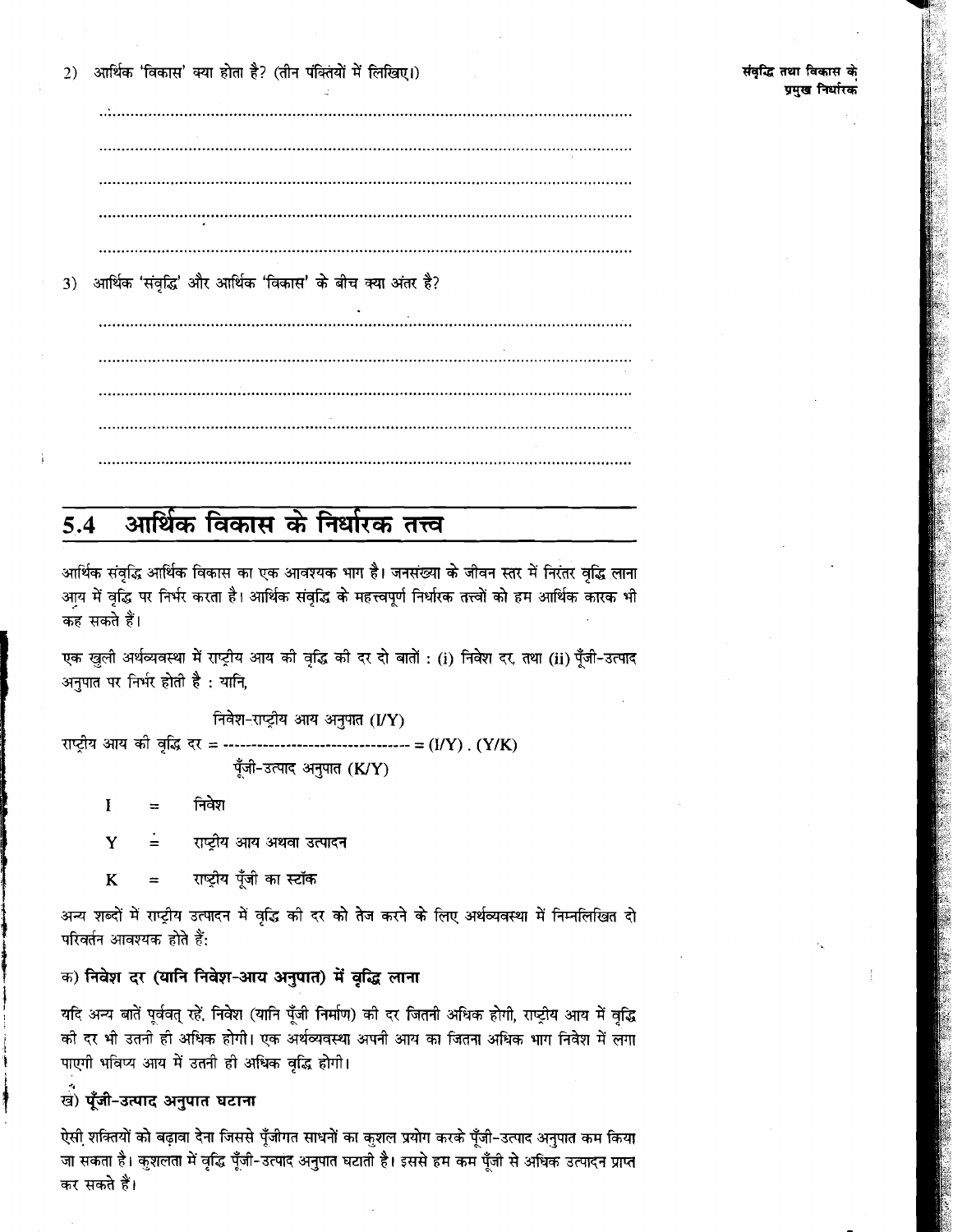2) आर्थिक 'विकास' क्या होता है? (तीन पंक्तियों में लिखिए।)

..............................................................................................................................

..............................................................................................................................

..............................................................................................................................

..............................................................................................................................

..............................................................................................................................

3) आर्थिक 'संवृद्धि' और आर्थिक 'विकास' के बीच क्या अंतर है?

..............................................................................................................................

..............................................................................................................................

..............................................................................................................................

..............................................................................................................................

..............................................................................................................................

## 5.4 आर्थिक विकास के निर्धारक तत्त्व

आर्थिक संवृद्धि आर्थिक विकास का एक आवश्यक भाग है। जनसंख्या के जीवन स्तर में निरंतर वृद्धि लाना आय में वृद्धि पर निर्भर करता है। आर्थिक संवृद्धि के महत्त्वपूर्ण निर्धारक तत्त्वों को हम आर्थिक कारक भी कह सकते हैं।

एक खुली अर्थव्यवस्था में राष्ट्रीय आय की वृद्धि की दर दो बातों : (i) निवेश दर, तथा (ii) पूँजी-उत्पाद अनुपात पर निर्भर होती है : यानि,

$$\text{राष्ट्रीय आय की वृद्धि दर} = \frac{\text{निवेश-राष्ट्रीय आय अनुपात } (I/Y)}{\text{पूँजी-उत्पाद अनुपात } (K/Y)} = (I/Y) \cdot (Y/K)$$

I = निवेश

Y = राष्ट्रीय आय अथवा उत्पादन

K = राष्ट्रीय पूँजी का स्टॉक

अन्य शब्दों में राष्ट्रीय उत्पादन में वृद्धि की दर को तेज करने के लिए अर्थव्यवस्था में निम्नलिखित दो परिवर्तन आवश्यक होते हैं:

**क) निवेश दर (यानि निवेश-आय अनुपात) में वृद्धि लाना**

यदि अन्य बातें पूर्ववत् रहें, निवेश (यानि पूँजी निर्माण) की दर जितनी अधिक होगी, राष्ट्रीय आय में वृद्धि की दर भी उतनी ही अधिक होगी। एक अर्थव्यवस्था अपनी आय का जितना अधिक भाग निवेश में लगा पाएगी भविष्य आय में उतनी ही अधिक वृद्धि होगी।

**ख) पूँजी-उत्पाद अनुपात घटाना**

ऐसी शक्तियों को बढ़ावा देना जिससे पूँजीगत साधनों का कुशल प्रयोग करके पूँजी-उत्पाद अनुपात कम किया जा सकता है। कुशलता में वृद्धि पूँजी-उत्पाद अनुपात घटाती है। इससे हम कम पूँजी से अधिक उत्पादन प्राप्त कर सकते हैं।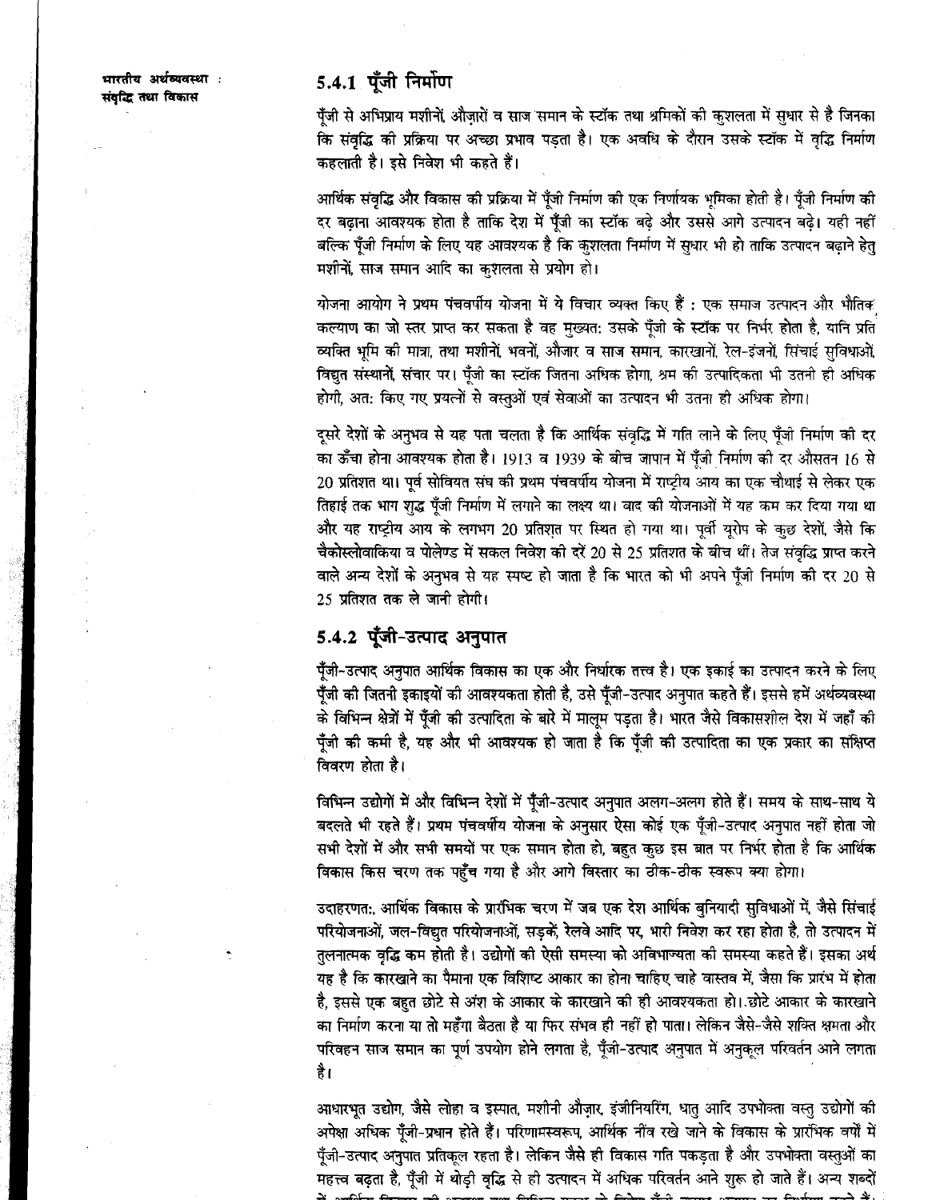### 5.4.1 पूँजी निर्माण

पूँजी से अभिप्राय मशीनों, औज़ारों व साज समान के स्टॉक तथा श्रमिकों की कुशलता में सुधार से है जिनका कि संवृद्धि की प्रक्रिया पर अच्छा प्रभाव पड़ता है। एक अवधि के दौरान उसके स्टॉक में वृद्धि निर्माण कहलाती है। इसे निवेश भी कहते हैं।

आर्थिक संवृद्धि और विकास की प्रक्रिया में पूँजी निर्माण की एक निर्णायक भूमिका होती है। पूँजी निर्माण की दर बढ़ाना आवश्यक होता है ताकि देश में पूँजी का स्टॉक बढ़े और उससे आगे उत्पादन बढ़े। यही नहीं बल्कि पूँजी निर्माण के लिए यह आवश्यक है कि कुशलता निर्माण में सुधार भी हो ताकि उत्पादन बढ़ाने हेतु मशीनों, साज समान आदि का कुशलता से प्रयोग हो।

योजना आयोग ने प्रथम पंचवर्षीय योजना में ये विचार व्यक्त किए हैं : एक समाज उत्पादन और भौतिक कल्याण का जो स्तर प्राप्त कर सकता है वह मुख्यत: उसके पूँजी के स्टॉक पर निर्भर होता है, यानि प्रति व्यक्ति भूमि की मात्रा, तथा मशीनों, भवनों, औजार व साज समान, कारखानों, रेल-इंजनों, सिंचाई सुविधाओं, विद्युत संस्थानों, संचार पर। पूँजी का स्टॉक जितना अधिक होगा, श्रम की उत्पादिकता भी उतनी ही अधिक होगी, अत: किए गए प्रयत्नों से वस्तुओं एवं सेवाओं का उत्पादन भी उतना ही अधिक होगा।

दूसरे देशों के अनुभव से यह पता चलता है कि आर्थिक संवृद्धि में गति लाने के लिए पूँजी निर्माण की दर का ऊँचा होना आवश्यक होता है। 1913 व 1939 के बीच जापान में पूँजी निर्माण की दर औसतन 16 से 20 प्रतिशत था। पूर्व सोवियत संघ की प्रथम पंचवर्षीय योजना में राष्ट्रीय आय का एक चौथाई से लेकर एक तिहाई तक भाग शुद्ध पूँजी निर्माण में लगाने का लक्ष्य था। बाद की योजनाओं में यह कम कर दिया गया था और यह राष्ट्रीय आय के लगभग 20 प्रतिशत पर स्थित हो गया था। पूर्वी यूरोप के कुछ देशों, जैसे कि चैकोस्लोवाकिया व पोलेण्ड में सकल निवेश की दरें 20 से 25 प्रतिशत के बीच थीं। तेज संवृद्धि प्राप्त करने वाले अन्य देशों के अनुभव से यह स्पष्ट हो जाता है कि भारत को भी अपने पूँजी निर्माण की दर 20 से 25 प्रतिशत तक ले जानी होगी।

### 5.4.2 पूँजी-उत्पाद अनुपात

पूँजी-उत्पाद अनुपात आर्थिक विकास का एक और निर्धारक तत्त्व है। एक इकाई का उत्पादन करने के लिए पूँजी की जितनी इकाइयों की आवश्यकता होती है, उसे पूँजी-उत्पाद अनुपात कहते हैं। इससे हमें अर्थव्यवस्था के विभिन्न क्षेत्रों में पूँजी की उत्पादिता के बारे में मालूम पड़ता है। भारत जैसे विकासशील देश में जहाँ की पूँजी की कमी है, यह और भी आवश्यक हो जाता है कि पूँजी की उत्पादिता का एक प्रकार का संक्षिप्त विवरण होता है।

विभिन्न उद्योगों में और विभिन्न देशों में पूँजी-उत्पाद अनुपात अलग-अलग होते हैं। समय के साथ-साथ ये बदलते भी रहते हैं। प्रथम पंचवर्षीय योजना के अनुसार ऐसा कोई एक पूँजी-उत्पाद अनुपात नहीं होता जो सभी देशों में और सभी समयों पर एक समान होता हो, बहुत कुछ इस बात पर निर्भर होता है कि आर्थिक विकास किस चरण तक पहुँच गया है और आगे विस्तार का ठीक-ठीक स्वरूप क्या होगा।

उदाहरणत:, आर्थिक विकास के प्रारंभिक चरण में जब एक देश आर्थिक बुनियादी सुविधाओं में, जैसे सिंचाई परियोजनाओं, जल-विद्युत परियोजनाओं, सड़कें, रेलवे आदि पर, भारी निवेश कर रहा होता है, तो उत्पादन में तुलनात्मक वृद्धि कम होती है। उद्योगों की ऐसी समस्या को अविभाज्यता की समस्या कहते हैं। इसका अर्थ यह है कि कारखाने का पैमाना एक विशिष्ट आकार का होना चाहिए चाहे वास्तव में, जैसा कि प्रारंभ में होता है, इससे एक बहुत छोटे से अंश के आकार के कारखाने की ही आवश्यकता हो।. छोटे आकार के कारखाने का निर्माण करना या तो महँगा बैठता है या फिर संभव ही नहीं हो पाता। लेकिन जैसे-जैसे शक्ति क्षमता और परिवहन साज समान का पूर्ण उपयोग होने लगता है, पूँजी-उत्पाद अनुपात में अनुकूल परिवर्तन आने लगता है।

आधारभूत उद्योग, जैसे लोहा व इस्पात, मशीनी औज़ार, इंजीनियरिंग, धातु आदि उपभोक्ता वस्तु उद्योगों की अपेक्षा अधिक पूँजी-प्रधान होते हैं। परिणामस्वरूप, आर्थिक नींव रखे जाने के विकास के प्रारंभिक वर्षों में पूँजी-उत्पाद अनुपात प्रतिकूल रहता है। लेकिन जैसे ही विकास गति पकड़ता है और उपभोक्ता वस्तुओं का महत्त्व बढ़ता है, पूँजी में थोड़ी वृद्धि से ही उत्पादन में अधिक परिवर्तन आने शुरू हो जाते हैं। अन्य शब्दों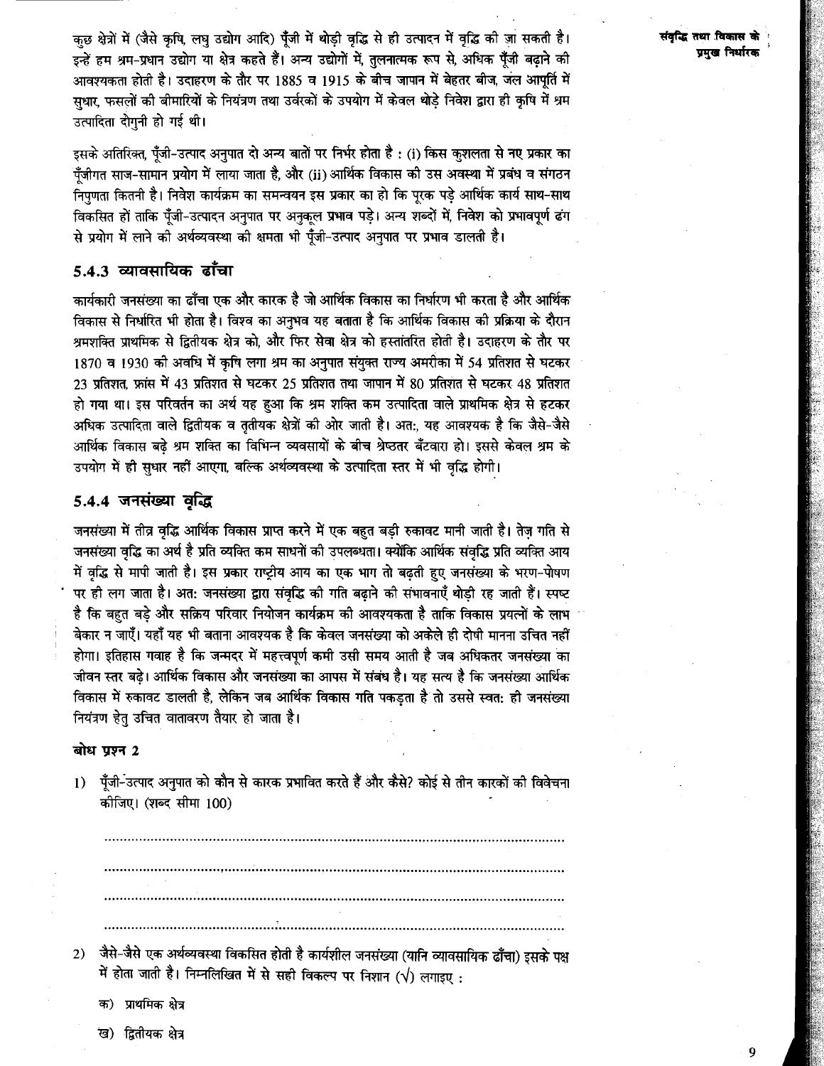कुछ क्षेत्रों में (जैसे कृषि, लघु उद्योग आदि) पूँजी में थोड़ी वृद्धि से ही उत्पादन में वृद्धि की जा सकती है। इन्हें हम श्रम-प्रधान उद्योग या क्षेत्र कहते हैं। अन्य उद्योगों में, तुलनात्मक रूप से, अधिक पूँजी बढ़ाने की आवश्यकता होती है। उदाहरण के तौर पर 1885 व 1915 के बीच जापान में बेहतर बीज, जल आपूर्ति में सुधार, फसलों की बीमारियों के नियंत्रण तथा उर्वरकों के उपयोग में केवल थोड़े निवेश द्वारा ही कृषि में श्रम उत्पादिता दोगुनी हो गई थी।

इसके अतिरिक्त, पूँजी-उत्पाद अनुपात दो अन्य बातों पर निर्भर होता है : (i) किस कुशलता से नए प्रकार का पूँजीगत साज-सामान प्रयोग में लाया जाता है, और (ii) आर्थिक विकास की उस अवस्था में प्रबंध व संगठन निपुणता कितनी है। निवेश कार्यक्रम का समन्वयन इस प्रकार का हो कि पूरक पड़े आर्थिक कार्य साथ-साथ विकसित हों ताकि पूँजी-उत्पादन अनुपात पर अनुकूल प्रभाव पड़े। अन्य शब्दों में, निवेश को प्रभावपूर्ण ढंग से प्रयोग में लाने की अर्थव्यवस्था की क्षमता भी पूँजी-उत्पाद अनुपात पर प्रभाव डालती है।

### 5.4.3 व्यावसायिक ढाँचा

कार्यकारी जनसंख्या का ढाँचा एक और कारक है जो आर्थिक विकास का निर्धारण भी करता है और आर्थिक विकास से निर्धारित भी होता है। विश्व का अनुभव यह बताता है कि आर्थिक विकास की प्रक्रिया के दौरान श्रमशक्ति प्राथमिक से द्वितीयक क्षेत्र को, और फिर सेवा क्षेत्र को हस्तांतरित होती है। उदाहरण के तौर पर 1870 व 1930 की अवधि में कृषि लगा श्रम का अनुपात संयुक्त राज्य अमरीका में 54 प्रतिशत से घटकर 23 प्रतिशत, फ्रांस में 43 प्रतिशत से घटकर 25 प्रतिशत तथा जापान में 80 प्रतिशत से घटकर 48 प्रतिशत हो गया था। इस परिवर्तन का अर्थ यह हुआ कि श्रम शक्ति कम उत्पादिता वाले प्राथमिक क्षेत्र से हटकर अधिक उत्पादिता वाले द्वितीयक व तृतीयक क्षेत्रों की ओर जाती है। अतः, यह आवश्यक है कि जैसे-जैसे आर्थिक विकास बढ़े श्रम शक्ति का विभिन्न व्यवसायों के बीच श्रेष्ठतर बँटवारा हो। इससे केवल श्रम के उपयोग में ही सुधार नहीं आएगा, बल्कि अर्थव्यवस्था के उत्पादिता स्तर में भी वृद्धि होगी।

### 5.4.4 जनसंख्या वृद्धि

जनसंख्या में तीव्र वृद्धि आर्थिक विकास प्राप्त करने में एक बहुत बड़ी रुकावट मानी जाती है। तेज़ गति से जनसंख्या वृद्धि का अर्थ है प्रति व्यक्ति कम साधनों की उपलब्धता। क्योंकि आर्थिक संवृद्धि प्रति व्यक्ति आय में वृद्धि से मापी जाती है। इस प्रकार राष्ट्रीय आय का एक भाग तो बढ़ती हुए जनसंख्या के भरण-पोषण पर ही लग जाता है। अतः जनसंख्या द्वारा संवृद्धि की गति बढ़ाने की संभावनाएँ थोड़ी रह जाती हैं। स्पष्ट है कि बहुत बड़े और सक्रिय परिवार नियोजन कार्यक्रम की आवश्यकता है ताकि विकास प्रयत्नों के लाभ बेकार न जाएँ। यहाँ यह भी बताना आवश्यक है कि केवल जनसंख्या को अकेले ही दोषी मानना उचित नहीं होगा। इतिहास गवाह है कि जन्मदर में महत्त्वपूर्ण कमी उसी समय आती है जब अधिकतर जनसंख्या का जीवन स्तर बढ़े। आर्थिक विकास और जनसंख्या का आपस में संबंध है। यह सत्य है कि जनसंख्या आर्थिक विकास में रुकावट डालती है, लेकिन जब आर्थिक विकास गति पकड़ता है तो उससे स्वतः ही जनसंख्या नियंत्रण हेतु उचित वातावरण तैयार हो जाता है।

**बोध प्रश्न 2**

1) पूँजी-उत्पाद अनुपात को कौन से कारक प्रभावित करते हैं और कैसे? कोई से तीन कारकों की विवेचना कीजिए। (शब्द सीमा 100)

..........................................................................................................

..........................................................................................................

..........................................................................................................

..........................................................................................................

2) जैसे-जैसे एक अर्थव्यवस्था विकसित होती है कार्यशील जनसंख्या (यानि व्यावसायिक ढाँचा) इसके पक्ष में होता जाती है। निम्नलिखित में से सही विकल्प पर निशान (√) लगाइए :

क) प्राथमिक क्षेत्र

ख) द्वितीयक क्षेत्र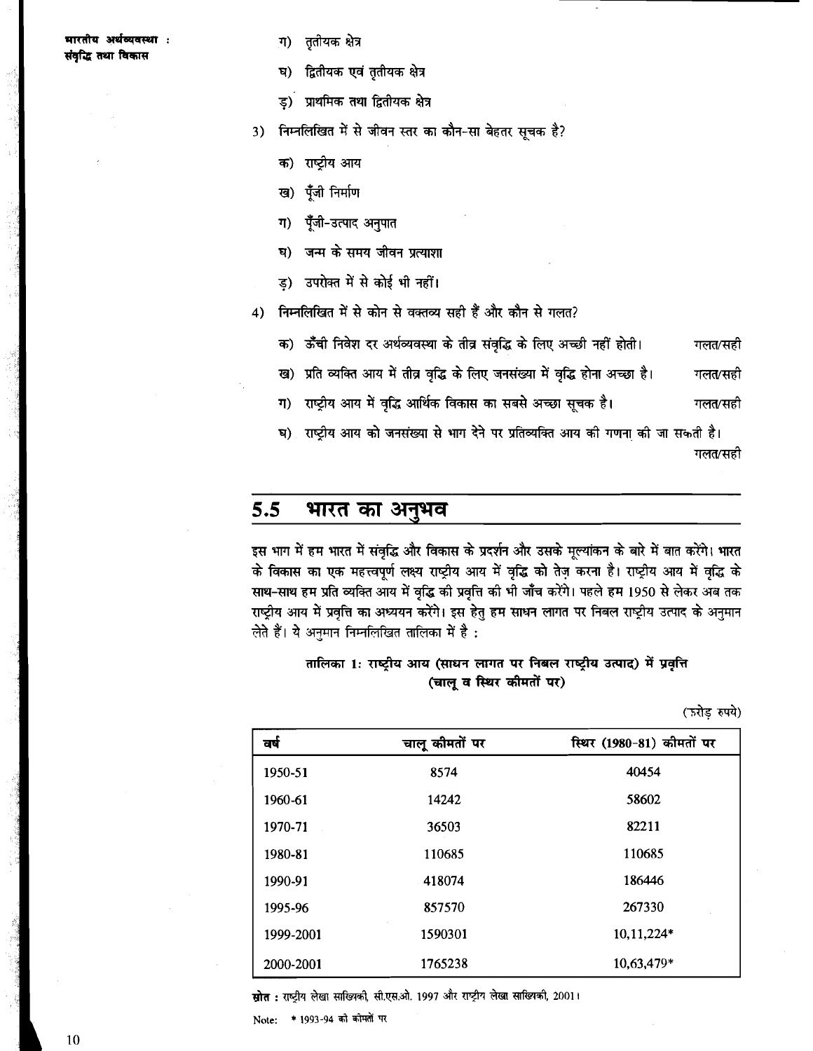ग) तृतीयक क्षेत्र

घ) द्वितीयक एवं तृतीयक क्षेत्र

ड़) प्राथमिक तथा द्वितीयक क्षेत्र

3) निम्नलिखित में से जीवन स्तर का कौन-सा बेहतर सूचक है?

क) राष्ट्रीय आय

ख) पूँजी निर्माण

ग) पूँजी-उत्पाद अनुपात

घ) जन्म के समय जीवन प्रत्याशा

ड़) उपरोक्त में से कोई भी नहीं।

4) निम्नलिखित में से कोन से वक्तव्य सही हैं और कौन से गलत?

क) ऊँची निवेश दर अर्थव्यवस्था के तीव्र संवृद्धि के लिए अच्छी नहीं होती। गलत/सही

ख) प्रति व्यक्ति आय में तीव्र वृद्धि के लिए जनसंख्या में वृद्धि होना अच्छा है। गलत/सही

ग) राष्ट्रीय आय में वृद्धि आर्थिक विकास का सबसे अच्छा सूचक है। गलत/सही

घ) राष्ट्रीय आय को जनसंख्या से भाग देने पर प्रतिव्यक्ति आय की गणना की जा सकती है। गलत/सही

## 5.5 भारत का अनुभव

इस भाग में हम भारत में संवृद्धि और विकास के प्रदर्शन और उसके मूल्यांकन के बारे में बात करेंगे। भारत के विकास का एक महत्त्वपूर्ण लक्ष्य राष्ट्रीय आय में वृद्धि को तेज़ करना है। राष्ट्रीय आय में वृद्धि के साथ-साथ हम प्रति व्यक्ति आय में वृद्धि की प्रवृत्ति की भी जाँच करेंगे। पहले हम 1950 से लेकर अब तक राष्ट्रीय आय में प्रवृत्ति का अध्ययन करेंगे। इस हेतु हम साधन लागत पर निबल राष्ट्रीय उत्पाद के अनुमान लेते हैं। ये अनुमान निम्नलिखित तालिका में है :

**तालिका 1: राष्ट्रीय आय (साधन लागत पर निबल राष्ट्रीय उत्पाद) में प्रवृत्ति (चालू व स्थिर कीमतों पर)**

(करोड़ रुपये)

| वर्ष | चालू कीमतों पर | स्थिर (1980-81) कीमतों पर |
|---|---|---|
| 1950-51 | 8574 | 40454 |
| 1960-61 | 14242 | 58602 |
| 1970-71 | 36503 | 82211 |
| 1980-81 | 110685 | 110685 |
| 1990-91 | 418074 | 186446 |
| 1995-96 | 857570 | 267330 |
| 1999-2001 | 1590301 | 10,11,224* |
| 2000-2001 | 1765238 | 10,63,479* |

**स्रोत :** राष्ट्रीय लेखा सांख्यिकी, सी.एस.ओ. 1997 और राष्ट्रीय लेखा सांख्यिकी, 2001।

Note: * 1993-94 को कीमतों पर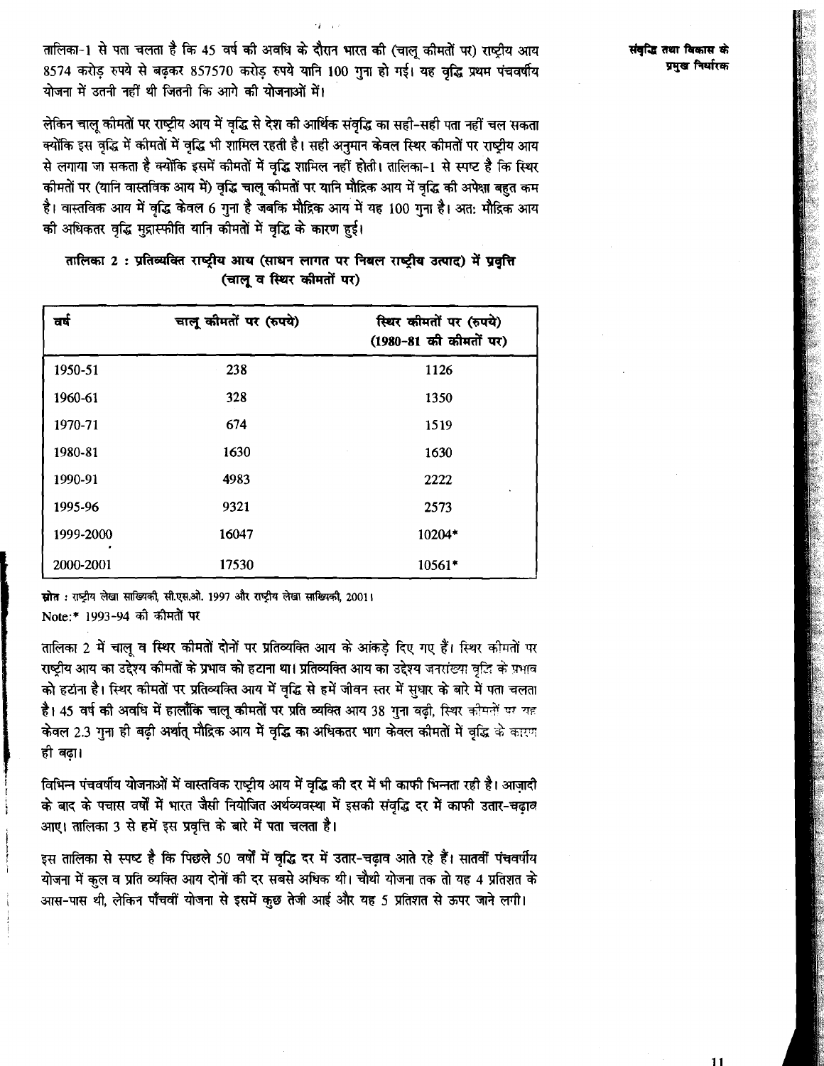तालिका-1 से पता चलता है कि 45 वर्ष की अवधि के दौरान भारत की (चालू कीमतों पर) राष्ट्रीय आय 8574 करोड़ रुपये से बढ़कर 857570 करोड़ रुपये यानि 100 गुना हो गई। यह वृद्धि प्रथम पंचवर्षीय योजना में उतनी नहीं थी जितनी कि आगे की योजनाओं में।

लेकिन चालू कीमतों पर राष्ट्रीय आय में वृद्धि से देश की आर्थिक संवृद्धि का सही-सही पता नहीं चल सकता क्योंकि इस वृद्धि में कीमतों में वृद्धि भी शामिल रहती है। सही अनुमान केवल स्थिर कीमतों पर राष्ट्रीय आय से लगाया जा सकता है क्योंकि इसमें कीमतों में वृद्धि शामिल नहीं होती। तालिका-1 से स्पष्ट है कि स्थिर कीमतों पर (यानि वास्तविक आय में) वृद्धि चालू कीमतों पर यानि मौद्रिक आय में वृद्धि की अपेक्षा बहुत कम है। वास्तविक आय में वृद्धि केवल 6 गुना है जबकि मौद्रिक आय में यह 100 गुना है। अतः मौद्रिक आय की अधिकतर वृद्धि मुद्रास्फीति यानि कीमतों में वृद्धि के कारण हुई।

**तालिका 2 : प्रतिव्यक्ति राष्ट्रीय आय (साधन लागत पर निबल राष्ट्रीय उत्पाद) में प्रवृत्ति (चालू व स्थिर कीमतों पर)**

| वर्ष | चालू कीमतों पर (रुपये) | स्थिर कीमतों पर (रुपये) (1980-81 की कीमतों पर) |
|---|---|---|
| 1950-51 | 238 | 1126 |
| 1960-61 | 328 | 1350 |
| 1970-71 | 674 | 1519 |
| 1980-81 | 1630 | 1630 |
| 1990-91 | 4983 | 2222 |
| 1995-96 | 9321 | 2573 |
| 1999-2000 | 16047 | 10204* |
| 2000-2001 | 17530 | 10561* |

**स्रोत** : राष्ट्रीय लेखा सांख्यिकी, सी.एस.ओ. 1997 और राष्ट्रीय लेखा सांख्यिकी, 2001।

Note:* 1993-94 की कीमतों पर

तालिका 2 में चालू व स्थिर कीमतों दोनों पर प्रतिव्यक्ति आय के आंकड़े दिए गए हैं। स्थिर कीमतों पर राष्ट्रीय आय का उद्देश्य कीमतों के प्रभाव को हटाना था। प्रतिव्यक्ति आय का उद्देश्य जनसंख्या वृद्धि के प्रभाव को हटाना है। स्थिर कीमतों पर प्रतिव्यक्ति आय में वृद्धि से हमें जीवन स्तर में सुधार के बारे में पता चलता है। 45 वर्ष की अवधि में हालाँकि चालू कीमतों पर प्रति व्यक्ति आय 38 गुना बढ़ी, स्थिर कीमतों पर यह केवल 2.3 गुना ही बढ़ी अर्थात् मौद्रिक आय में वृद्धि का अधिकतर भाग केवल कीमतों में वृद्धि के कारण ही बढ़ा।

विभिन्न पंचवर्षीय योजनाओं में वास्तविक राष्ट्रीय आय में वृद्धि की दर में भी काफी भिन्नता रही है। आज़ादी के बाद के पचास वर्षों में भारत जैसी नियोजित अर्थव्यवस्था में इसकी संवृद्धि दर में काफी उतार-चढ़ाव आए। तालिका 3 से हमें इस प्रवृत्ति के बारे में पता चलता है।

इस तालिका से स्पष्ट है कि पिछले 50 वर्षों में वृद्धि दर में उतार-चढ़ाव आते रहे हैं। सातवीं पंचवर्षीय योजना में कुल व प्रति व्यक्ति आय दोनों की दर सबसे अधिक थी। चौथी योजना तक तो यह 4 प्रतिशत के आस-पास थी, लेकिन पाँचवीं योजना से इसमें कुछ तेजी आई और यह 5 प्रतिशत से ऊपर जाने लगी।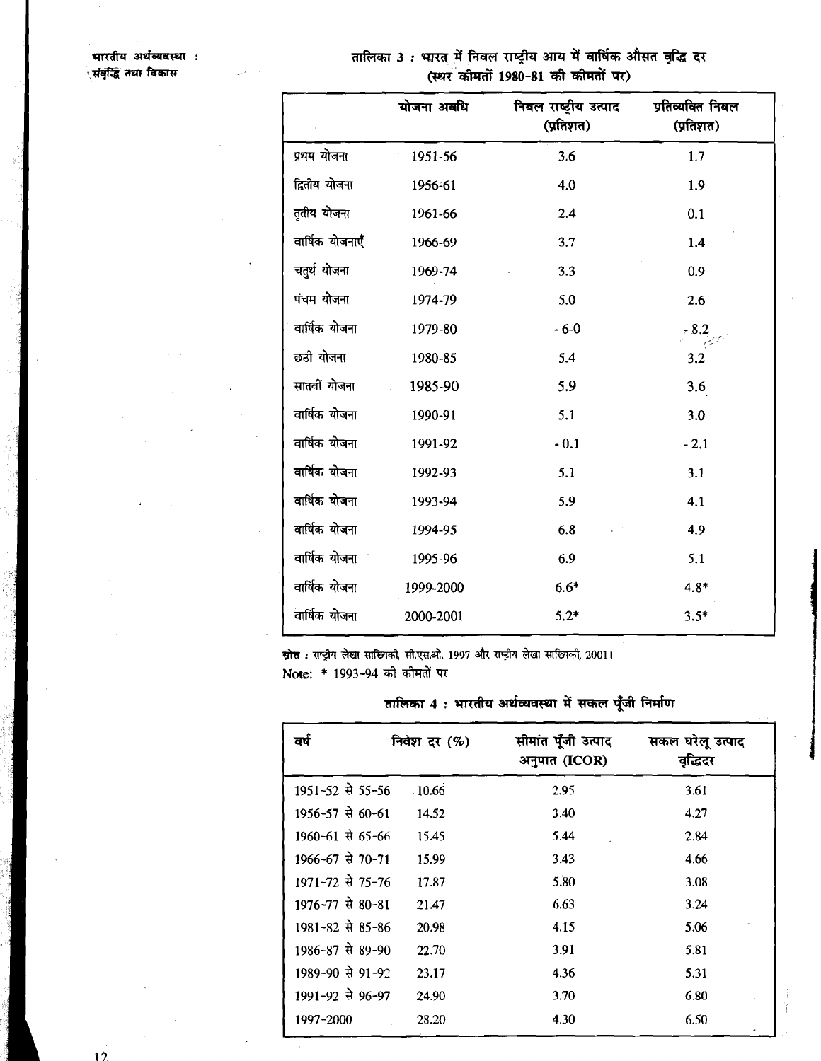**तालिका 3 : भारत में निवल राष्ट्रीय आय में वार्षिक औसत वृद्धि दर (स्थर कीमतों 1980-81 की कीमतों पर)**

| | योजना अवधि | निवल राष्ट्रीय उत्पाद (प्रतिशत) | प्रतिव्यक्ति निवल (प्रतिशत) |
|---|---|---|---|
| प्रथम योजना | 1951-56 | 3.6 | 1.7 |
| द्वितीय योजना | 1956-61 | 4.0 | 1.9 |
| तृतीय योजना | 1961-66 | 2.4 | 0.1 |
| वार्षिक योजनाएँ | 1966-69 | 3.7 | 1.4 |
| चतुर्थ योजना | 1969-74 | 3.3 | 0.9 |
| पंचम योजना | 1974-79 | 5.0 | 2.6 |
| वार्षिक योजना | 1979-80 | - 6-0 | - 8.2 |
| छठी योजना | 1980-85 | 5.4 | 3.2 |
| सातवीं योजना | 1985-90 | 5.9 | 3.6 |
| वार्षिक योजना | 1990-91 | 5.1 | 3.0 |
| वार्षिक योजना | 1991-92 | - 0.1 | - 2.1 |
| वार्षिक योजना | 1992-93 | 5.1 | 3.1 |
| वार्षिक योजना | 1993-94 | 5.9 | 4.1 |
| वार्षिक योजना | 1994-95 | 6.8 | 4.9 |
| वार्षिक योजना | 1995-96 | 6.9 | 5.1 |
| वार्षिक योजना | 1999-2000 | 6.6* | 4.8* |
| वार्षिक योजना | 2000-2001 | 5.2* | 3.5* |

**स्रोत :** राष्ट्रीय लेखा साख्यिकी, सी.एस.ओ. 1997 और राष्ट्रीय लेखा साख्यिकी, 2001।

Note: * 1993-94 की कीमतों पर

**तालिका 4 : भारतीय अर्थव्यवस्था में सकल पूँजी निर्माण**

| वर्ष | निवेश दर (%) | सीमांत पूँजी उत्पाद अनुपात (ICOR) | सकल घरेलू उत्पाद वृद्धिदर |
|---|---|---|---|
| 1951-52 से 55-56 | 10.66 | 2.95 | 3.61 |
| 1956-57 से 60-61 | 14.52 | 3.40 | 4.27 |
| 1960-61 से 65-66 | 15.45 | 5.44 | 2.84 |
| 1966-67 से 70-71 | 15.99 | 3.43 | 4.66 |
| 1971-72 से 75-76 | 17.87 | 5.80 | 3.08 |
| 1976-77 से 80-81 | 21.47 | 6.63 | 3.24 |
| 1981-82 से 85-86 | 20.98 | 4.15 | 5.06 |
| 1986-87 से 89-90 | 22.70 | 3.91 | 5.81 |
| 1989-90 से 91-92 | 23.17 | 4.36 | 5.31 |
| 1991-92 से 96-97 | 24.90 | 3.70 | 6.80 |
| 1997-2000 | 28.20 | 4.30 | 6.50 |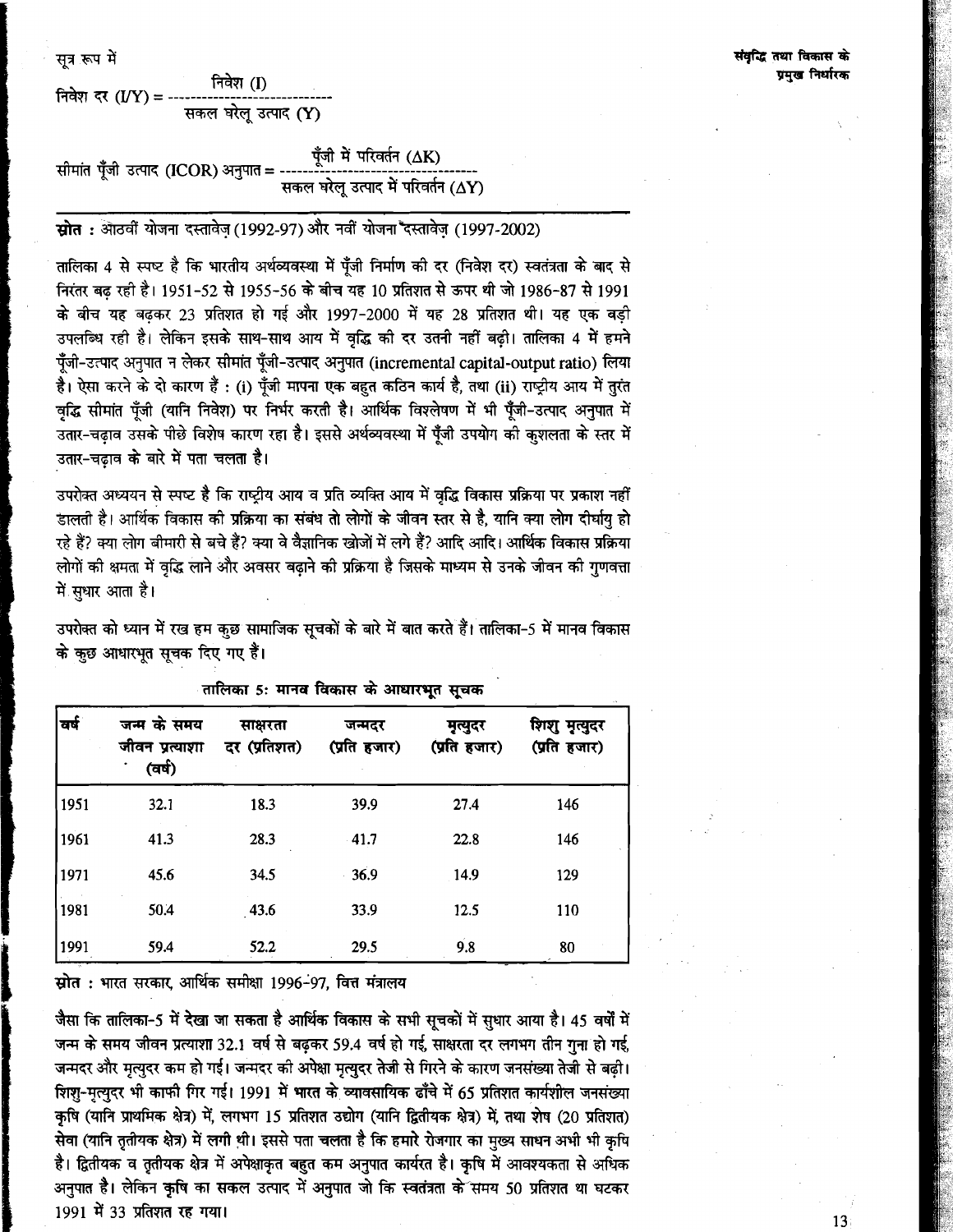सूत्र रूप में

$$\text{निवेश दर } (I/Y) = \frac{\text{निवेश } (I)}{\text{सकल घरेलू उत्पाद } (Y)}$$

$$\text{सीमांत पूँजी उत्पाद (ICOR) अनुपात} = \frac{\text{पूँजी में परिवर्तन } (\Delta K)}{\text{सकल घरेलू उत्पाद में परिवर्तन } (\Delta Y)}$$

**स्रोत :** आठवीं योजना दस्तावेज़ (1992-97) और नवीं योजना दस्तावेज़ (1997-2002)

तालिका 4 से स्पष्ट है कि भारतीय अर्थव्यवस्था में पूँजी निर्माण की दर (निवेश दर) स्वतंत्रता के बाद से निरंतर बढ़ रही है। 1951-52 से 1955-56 के बीच यह 10 प्रतिशत से ऊपर थी जो 1986-87 से 1991 के बीच यह बढ़कर 23 प्रतिशत हो गई और 1997-2000 में यह 28 प्रतिशत थी। यह एक बड़ी उपलब्धि रही है। लेकिन इसके साथ-साथ आय में वृद्धि की दर उतनी नहीं बढ़ी। तालिका 4 में हमने पूँजी-उत्पाद अनुपात न लेकर सीमांत पूँजी-उत्पाद अनुपात (incremental capital-output ratio) लिया है। ऐसा करने के दो कारण हैं : (i) पूँजी मापना एक बहुत कठिन कार्य है, तथा (ii) राष्ट्रीय आय में तुरंत वृद्धि सीमांत पूँजी (यानि निवेश) पर निर्भर करती है। आर्थिक विश्लेषण में भी पूँजी-उत्पाद अनुपात में उतार-चढ़ाव उसके पीछे विशेष कारण रहा है। इससे अर्थव्यवस्था में पूँजी उपयोग की कुशलता के स्तर में उतार-चढ़ाव के बारे में पता चलता है।

उपरोक्त अध्ययन से स्पष्ट है कि राष्ट्रीय आय व प्रति व्यक्ति आय में वृद्धि विकास प्रक्रिया पर प्रकाश नहीं डालती है। आर्थिक विकास की प्रक्रिया का संबंध तो लोगों के जीवन स्तर से है, यानि क्या लोग दीर्घायु हो रहे हैं? क्या लोग बीमारी से बचे हैं? क्या वे वैज्ञानिक खोजों में लगे हैं? आदि आदि। आर्थिक विकास प्रक्रिया लोगों की क्षमता में वृद्धि लाने और अवसर बढ़ाने की प्रक्रिया है जिसके माध्यम से उनके जीवन की गुणवत्ता में सुधार आता है।

उपरोक्त को ध्यान में रख हम कुछ सामाजिक सूचकों के बारे में बात करते हैं। तालिका-5 में मानव विकास के कुछ आधारभूत सूचक दिए गए हैं।

**तालिका 5: मानव विकास के आधारभूत सूचक**

| वर्ष | जन्म के समय जीवन प्रत्याशा (वर्ष) | साक्षरता दर (प्रतिशत) | जन्मदर (प्रति हजार) | मृत्युदर (प्रति हजार) | शिशु मृत्युदर (प्रति हजार) |
|---|---|---|---|---|---|
| 1951 | 32.1 | 18.3 | 39.9 | 27.4 | 146 |
| 1961 | 41.3 | 28.3 | 41.7 | 22.8 | 146 |
| 1971 | 45.6 | 34.5 | 36.9 | 14.9 | 129 |
| 1981 | 50.4 | 43.6 | 33.9 | 12.5 | 110 |
| 1991 | 59.4 | 52.2 | 29.5 | 9.8 | 80 |

**स्रोत :** भारत सरकार, आर्थिक समीक्षा 1996-97, वित्त मंत्रालय

जैसा कि तालिका-5 में देखा जा सकता है आर्थिक विकास के सभी सूचकों में सुधार आया है। 45 वर्षों में जन्म के समय जीवन प्रत्याशा 32.1 वर्ष से बढ़कर 59.4 वर्ष हो गई, साक्षरता दर लगभग तीन गुना हो गई, जन्मदर और मृत्युदर कम हो गई। जन्मदर की अपेक्षा मृत्युदर तेजी से गिरने के कारण जनसंख्या तेजी से बढ़ी। शिशु-मृत्युदर भी काफी गिर गई। 1991 में भारत के व्यावसायिक ढाँचे में 65 प्रतिशत कार्यशील जनसंख्या कृषि (यानि प्राथमिक क्षेत्र) में, लगभग 15 प्रतिशत उद्योग (यानि द्वितीयक क्षेत्र) में, तथा शेष (20 प्रतिशत) सेवा (यानि तृतीयक क्षेत्र) में लगी थी। इससे पता चलता है कि हमारे रोजगार का मुख्य साधन अभी भी कृषि है। द्वितीयक व तृतीयक क्षेत्र में अपेक्षाकृत बहुत कम अनुपात कार्यरत है। कृषि में आवश्यकता से अधिक अनुपात है। लेकिन कृषि का सकल उत्पाद में अनुपात जो कि स्वतंत्रता के समय 50 प्रतिशत था घटकर 1991 में 33 प्रतिशत रह गया।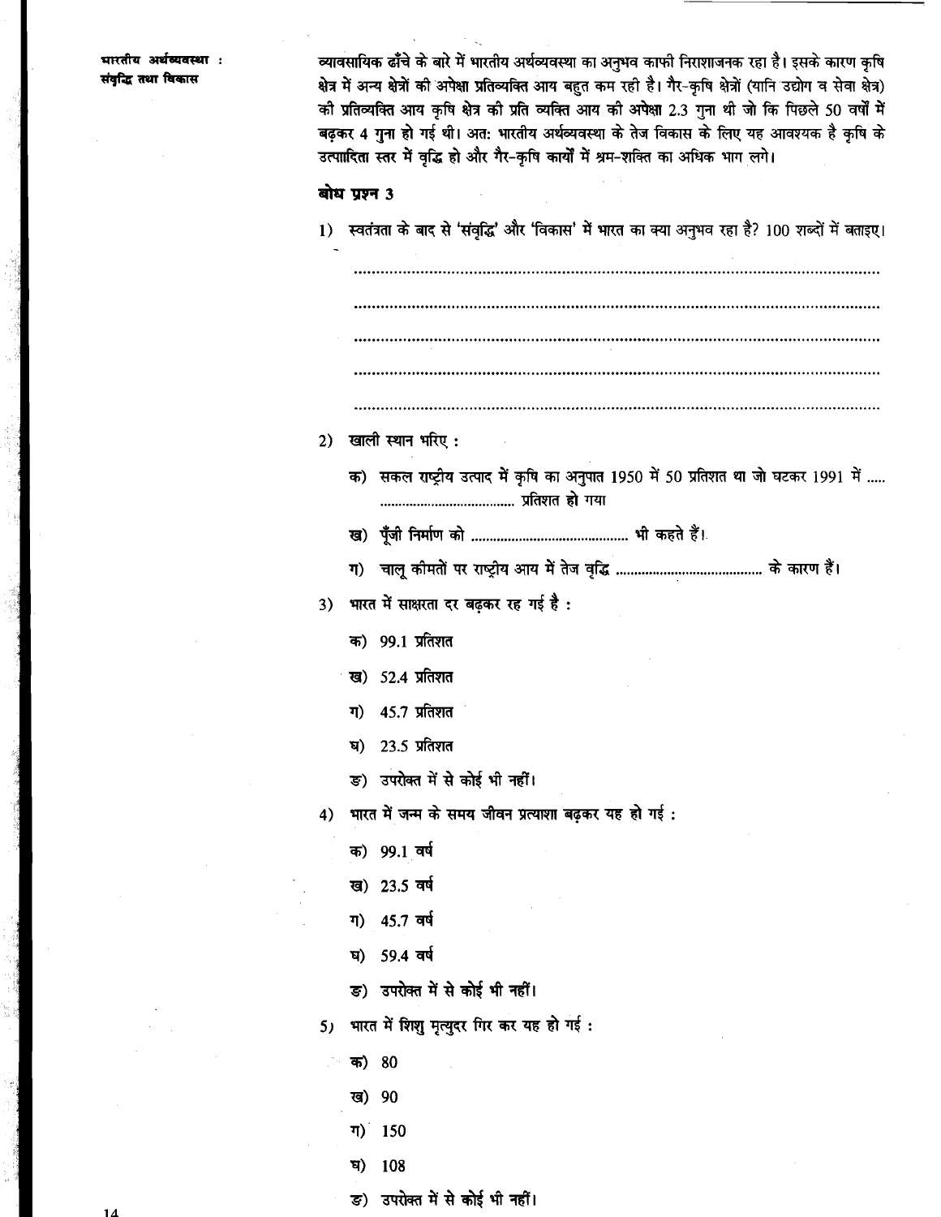व्यावसायिक ढाँचे के बारे में भारतीय अर्थव्यवस्था का अनुभव काफी निराशाजनक रहा है। इसके कारण कृषि क्षेत्र में अन्य क्षेत्रों की अपेक्षा प्रतिव्यक्ति आय बहुत कम रही है। गैर-कृषि क्षेत्रों (यानि उद्योग व सेवा क्षेत्र) की प्रतिव्यक्ति आय कृषि क्षेत्र की प्रति व्यक्ति आय की अपेक्षा 2.3 गुना थी जो कि पिछले 50 वर्षों में बढ़कर 4 गुना हो गई थी। अत: भारतीय अर्थव्यवस्था के तेज विकास के लिए यह आवश्यक है कृषि के उत्पादिता स्तर में वृद्धि हो और गैर-कृषि कार्यों में श्रम-शक्ति का अधिक भाग लगे।

**बोध प्रश्न 3**

1) स्वतंत्रता के बाद से 'संवृद्धि' और 'विकास' में भारत का क्या अनुभव रहा है? 100 शब्दों में बताइए।

..................................................................................................................

..................................................................................................................

..................................................................................................................

..................................................................................................................

..................................................................................................................

2) खाली स्थान भरिए :

क) सकल राष्ट्रीय उत्पाद में कृषि का अनुपात 1950 में 50 प्रतिशत था जो घटकर 1991 में ........................................ प्रतिशत हो गया

ख) पूँजी निर्माण को ........................................ भी कहते हैं।

ग) चालू कीमतों पर राष्ट्रीय आय में तेज वृद्धि ........................................ के कारण हैं।

3) भारत में साक्षरता दर बढ़कर रह गई है :

क) 99.1 प्रतिशत

ख) 52.4 प्रतिशत

ग) 45.7 प्रतिशत

घ) 23.5 प्रतिशत

ङ) उपरोक्त में से कोई भी नहीं।

4) भारत में जन्म के समय जीवन प्रत्याशा बढ़कर यह हो गई :

क) 99.1 वर्ष

ख) 23.5 वर्ष

ग) 45.7 वर्ष

घ) 59.4 वर्ष

ङ) उपरोक्त में से कोई भी नहीं।

5) भारत में शिशु मृत्युदर गिर कर यह हो गई :

क) 80

ख) 90

ग) 150

घ) 108

ङ) उपरोक्त में से कोई भी नहीं।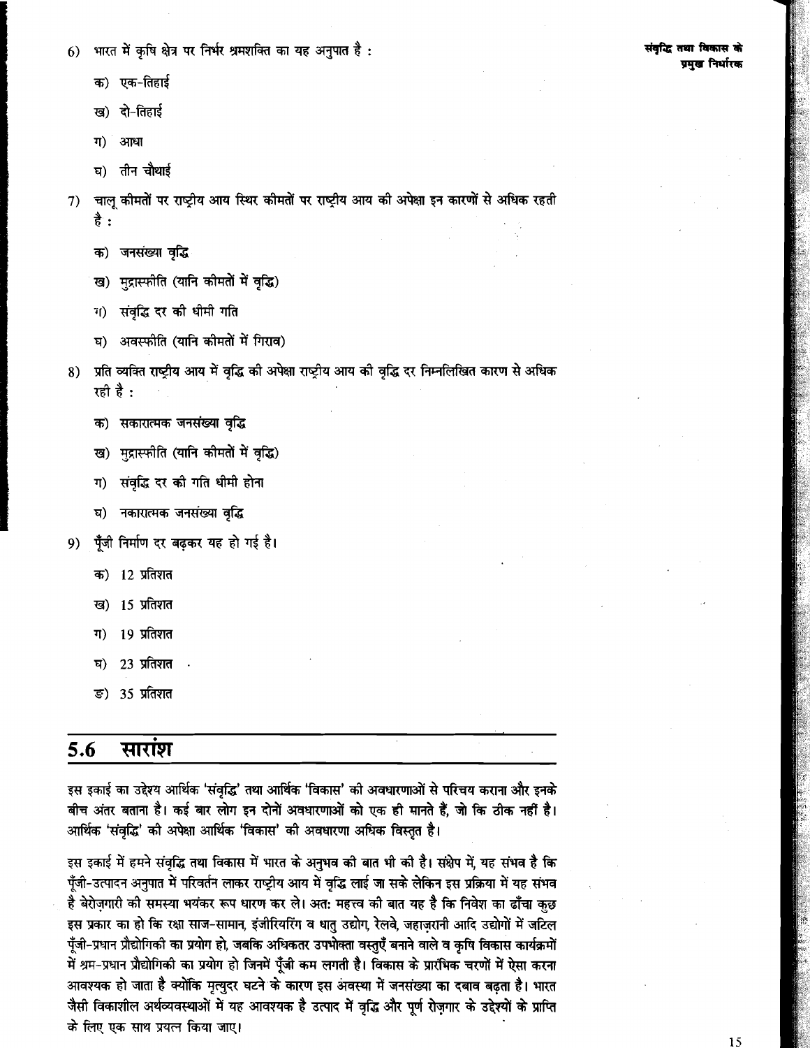6) भारत में कृषि क्षेत्र पर निर्भर श्रमशक्ति का यह अनुपात है :

   क) एक-तिहाई

   ख) दो-तिहाई

   ग) आधा

   घ) तीन चौथाई

7) चालू कीमतों पर राष्ट्रीय आय स्थिर कीमतों पर राष्ट्रीय आय की अपेक्षा इन कारणों से अधिक रहती है :

   क) जनसंख्या वृद्धि

   ख) मुद्रास्फीति (यानि कीमतों में वृद्धि)

   ग) संवृद्धि दर की धीमी गति

   घ) अवस्फीति (यानि कीमतों में गिराव)

8) प्रति व्यक्ति राष्ट्रीय आय में वृद्धि की अपेक्षा राष्ट्रीय आय की वृद्धि दर निम्नलिखित कारण से अधिक रही है :

   क) सकारात्मक जनसंख्या वृद्धि

   ख) मुद्रास्फीति (यानि कीमतों में वृद्धि)

   ग) संवृद्धि दर की गति धीमी होना

   घ) नकारात्मक जनसंख्या वृद्धि

9) पूँजी निर्माण दर बढ़कर यह हो गई है।

   क) 12 प्रतिशत

   ख) 15 प्रतिशत

   ग) 19 प्रतिशत

   घ) 23 प्रतिशत

   ङ) 35 प्रतिशत

## 5.6 सारांश

इस इकाई का उद्देश्य आर्थिक 'संवृद्धि' तथा आर्थिक 'विकास' की अवधारणाओं से परिचय कराना और इनके बीच अंतर बताना है। कई बार लोग इन दोनों अवधारणाओं को एक ही मानते हैं, जो कि ठीक नहीं है। आर्थिक 'संवृद्धि' की अपेक्षा आर्थिक 'विकास' की अवधारणा अधिक विस्तृत है।

इस इकाई में हमने संवृद्धि तथा विकास में भारत के अनुभव की बात भी की है। संक्षेप में, यह संभव है कि पूँजी-उत्पादन अनुपात में परिवर्तन लाकर राष्ट्रीय आय में वृद्धि लाई जा सके लेकिन इस प्रक्रिया में यह संभव है बेरोज़गारी की समस्या भयंकर रूप धारण कर ले। अतः महत्त्व की बात यह है कि निवेश का ढाँचा कुछ इस प्रकार का हो कि रक्षा साज-सामान, इंजीरियरिंग व धातु उद्योग, रेलवे, जहाज़रानी आदि उद्योगों में जटिल पूँजी-प्रधान प्रौद्योगिकी का प्रयोग हो, जबकि अधिकतर उपभोक्ता वस्तुएँ बनाने वाले व कृषि विकास कार्यक्रमों में श्रम-प्रधान प्रौद्योगिकी का प्रयोग हो जिनमें पूँजी कम लगती है। विकास के प्रारंभिक चरणों में ऐसा करना आवश्यक हो जाता है क्योंकि मृत्युदर घटने के कारण इस अवस्था में जनसंख्या का दबाव बढ़ता है। भारत जैसी विकासशील अर्थव्यवस्थाओं में यह आवश्यक है उत्पाद में वृद्धि और पूर्ण रोज़गार के उद्देश्यों के प्राप्ति के लिए एक साथ प्रयत्न किया जाए।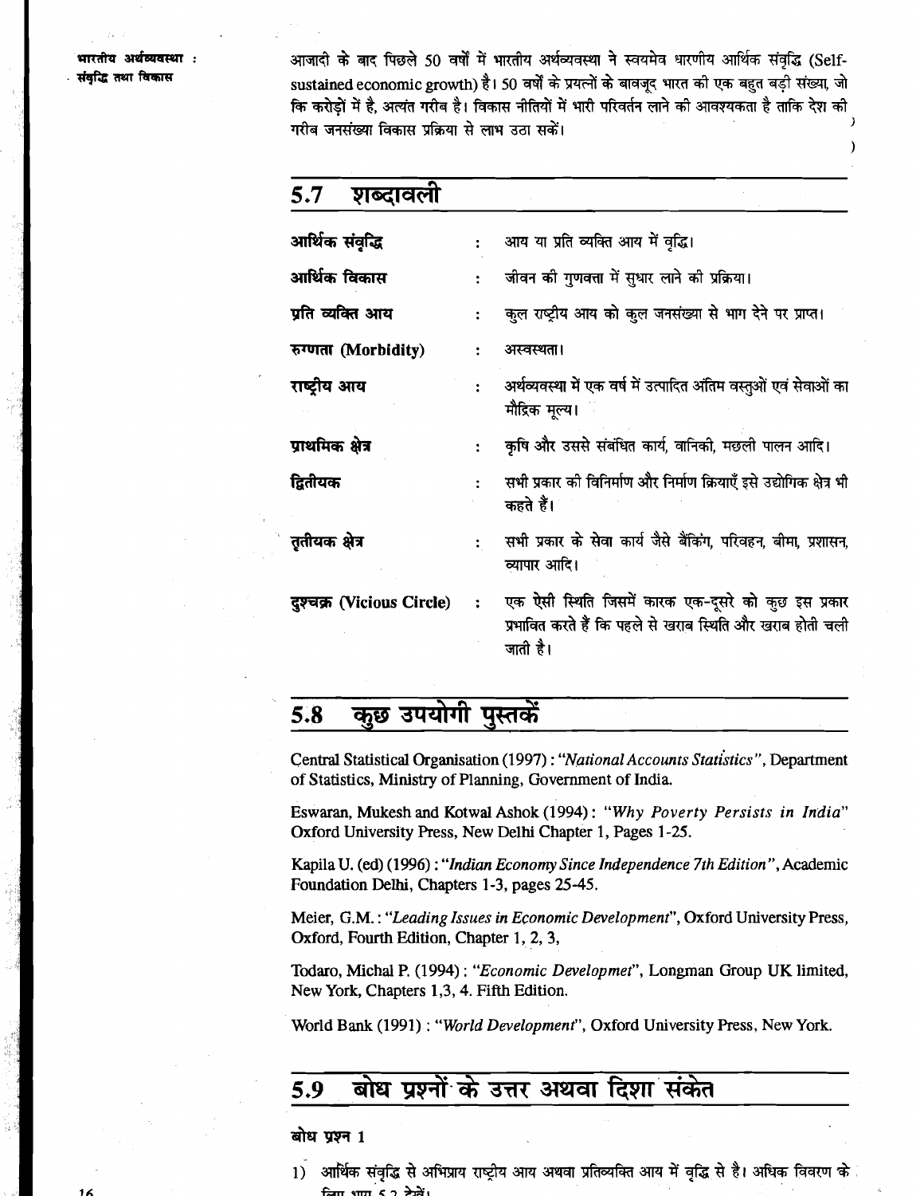आजादी के बाद पिछले 50 वर्षों में भारतीय अर्थव्यवस्था ने स्वयमेव धारणीय आर्थिक संवृद्धि (Self-sustained economic growth) है। 50 वर्षों के प्रयत्नों के बावजूद भारत की एक बहुत बड़ी संख्या, जो कि करोड़ों में है, अत्यंत गरीब है। विकास नीतियों में भारी परिवर्तन लाने की आवश्यकता है ताकि देश की गरीब जनसंख्या विकास प्रक्रिया से लाभ उठा सकें।

## 5.7 शब्दावली

**आर्थिक संवृद्धि** : आय या प्रति व्यक्ति आय में वृद्धि।

**आर्थिक विकास** : जीवन की गुणवत्ता में सुधार लाने की प्रक्रिया।

**प्रति व्यक्ति आय** : कुल राष्ट्रीय आय को कुल जनसंख्या से भाग देने पर प्राप्त।

**रुग्णता (Morbidity)** : अस्वस्थता।

**राष्ट्रीय आय** : अर्थव्यवस्था में एक वर्ष में उत्पादित अंतिम वस्तुओं एवं सेवाओं का मौद्रिक मूल्य।

**प्राथमिक क्षेत्र** : कृषि और उससे संबंधित कार्य, वानिकी, मछली पालन आदि।

**द्वितीयक** : सभी प्रकार की विनिर्माण और निर्माण क्रियाएँ इसे उद्योगिक क्षेत्र भी कहते हैं।

**तृतीयक क्षेत्र** : सभी प्रकार के सेवा कार्य जैसे बैंकिंग, परिवहन, बीमा, प्रशासन, व्यापार आदि।

**दुश्चक्र (Vicious Circle)** : एक ऐसी स्थिति जिसमें कारक एक-दूसरे को कुछ इस प्रकार प्रभावित करते हैं कि पहले से खराब स्थिति और खराब होती चली जाती है।

## 5.8 कुछ उपयोगी पुस्तकें

Central Statistical Organisation (1997) : *"National Accounts Statistics"*, Department of Statistics, Ministry of Planning, Government of India.

Eswaran, Mukesh and Kotwal Ashok (1994) : *"Why Poverty Persists in India"* Oxford University Press, New Delhi Chapter 1, Pages 1-25.

Kapila U. (ed) (1996) : *"Indian Economy Since Independence 7th Edition"*, Academic Foundation Delhi, Chapters 1-3, pages 25-45.

Meier, G.M. : *"Leading Issues in Economic Development"*, Oxford University Press, Oxford, Fourth Edition, Chapter 1, 2, 3,

Todaro, Michal P. (1994) : *"Economic Developmet"*, Longman Group UK limited, New York, Chapters 1,3, 4. Fifth Edition.

World Bank (1991) : *"World Development"*, Oxford University Press, New York.

## 5.9 बोध प्रश्नों के उत्तर अथवा दिशा संकेत

**बोध प्रश्न 1**

1) आर्थिक संवृद्धि से अभिप्राय राष्ट्रीय आय अथवा प्रतिव्यक्ति आय में वृद्धि से है। अधिक विवरण के लिए भाग 5.2 देखें।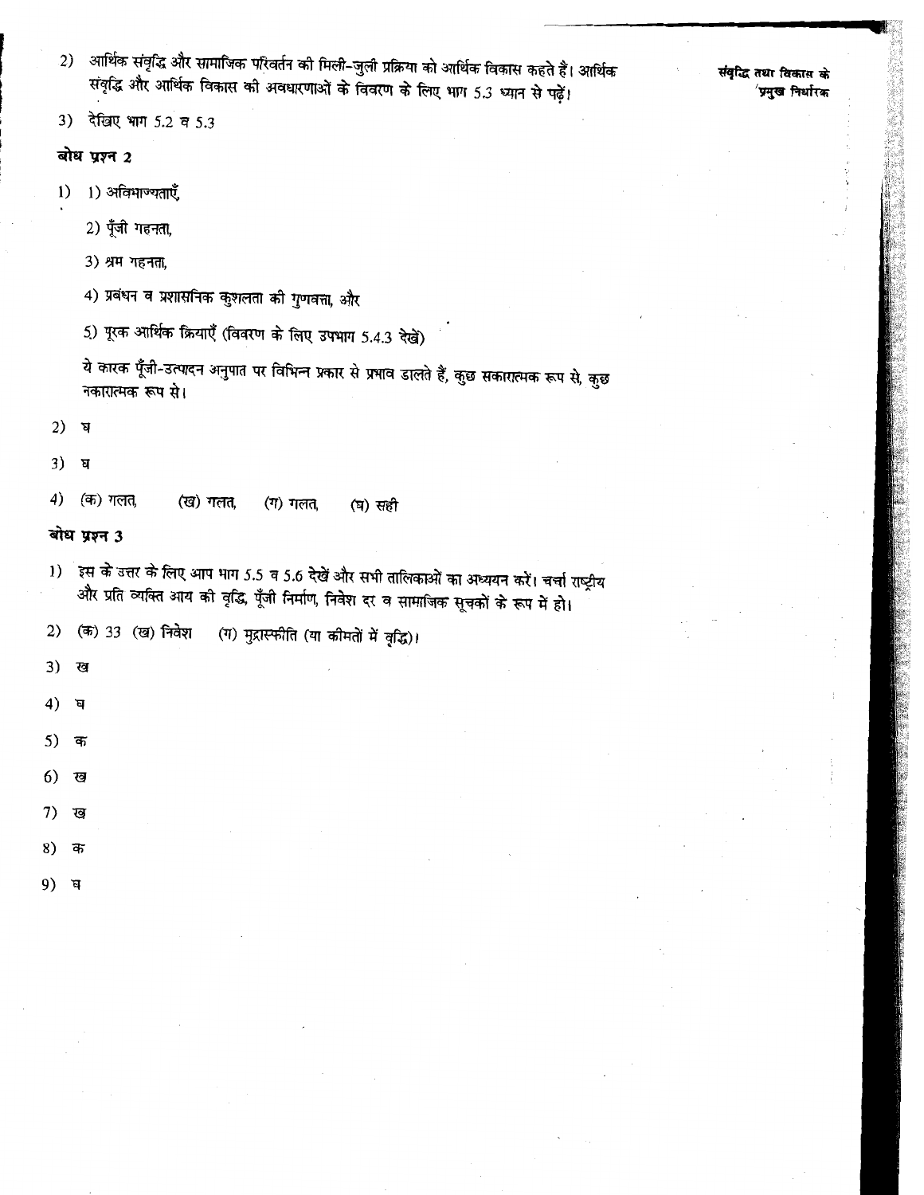2) आर्थिक संवृद्धि और सामाजिक परिवर्तन की मिली-जुली प्रक्रिया को आर्थिक विकास कहते हैं। आर्थिक संवृद्धि और आर्थिक विकास की अवधारणाओं के विवरण के लिए भाग 5.3 ध्यान से पढ़ें।

3) देखिए भाग 5.2 व 5.3

### बोध प्रश्न 2

1) 1) अविभाज्यताएँ,

   2) पूँजी गहनता,

   3) श्रम गहनता,

   4) प्रबंधन व प्रशासनिक कुशलता की गुणवत्ता, और

   5) पूरक आर्थिक क्रियाएँ (विवरण के लिए उपभाग 5.4.3 देखें)

   ये कारक पूँजी-उत्पादन अनुपात पर विभिन्न प्रकार से प्रभाव डालते हैं, कुछ सकारात्मक रूप से, कुछ नकारात्मक रूप से।

2) घ

3) घ

4) (क) गलत, (ख) गलत, (ग) गलत, (घ) सही

### बोध प्रश्न 3

1) इस के उत्तर के लिए आप भाग 5.5 व 5.6 देखें और सभी तालिकाओं का अध्ययन करें। चर्चा राष्ट्रीय और प्रति व्यक्ति आय की वृद्धि, पूँजी निर्माण, निवेश दर व सामाजिक सूचकों के रूप में हो।

2) (क) 33 (ख) निवेश (ग) मुद्रास्फीति (या कीमतों में वृद्धि)।

3) ख

4) घ

5) क

6) ख

7) ख

8) क

9) घ